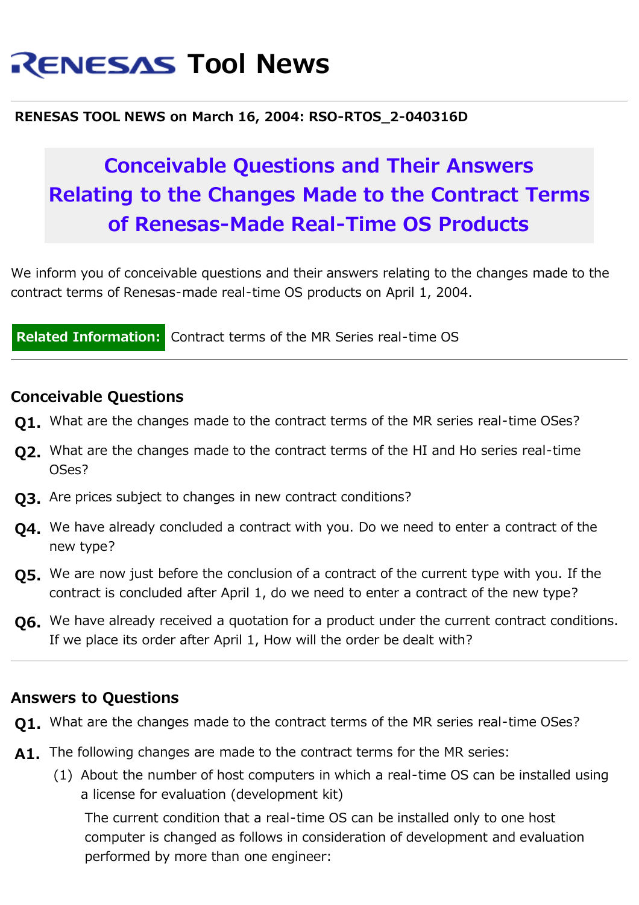# RENESAS Tool News

**RENESAS TOOL NEWS on March 16, 2004: RSO-RTOS_2-040316D**

## Conceivable Questions and Their Answers Relating to the Changes Made to the Contract Terms of Renesas-Made Real-Time OS Products

We inform you of conceivable questions and their answers relating to the changes made to the contract terms of Renesas-made real-time OS products on April 1, 2004.

**Related Information:** Contract terms of the MR Series real-time OS

---

### Conceivable Questions

**Q1.** What are the changes made to the contract terms of the MR series real-time OSes?

**Q2.** What are the changes made to the contract terms of the HI and Ho series real-time OSes?

**Q3.** Are prices subject to changes in new contract conditions?

**Q4.** We have already concluded a contract with you. Do we need to enter a contract of the new type?

**Q5.** We are now just before the conclusion of a contract of the current type with you. If the contract is concluded after April 1, do we need to enter a contract of the new type?

**Q6.** We have already received a quotation for a product under the current contract conditions. If we place its order after April 1, How will the order be dealt with?

---

### Answers to Questions

**Q1.** What are the changes made to the contract terms of the MR series real-time OSes?

**A1.** The following changes are made to the contract terms for the MR series:

(1) About the number of host computers in which a real-time OS can be installed using a license for evaluation (development kit)

The current condition that a real-time OS can be installed only to one host computer is changed as follows in consideration of development and evaluation performed by more than one engineer: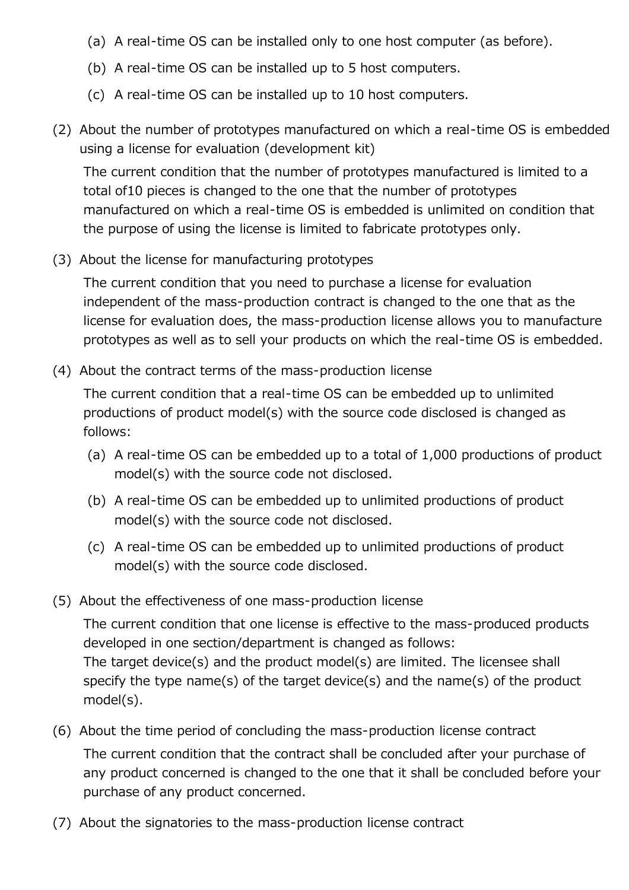(a) A real-time OS can be installed only to one host computer (as before).

(b) A real-time OS can be installed up to 5 host computers.

(c) A real-time OS can be installed up to 10 host computers.

(2) About the number of prototypes manufactured on which a real-time OS is embedded using a license for evaluation (development kit)

The current condition that the number of prototypes manufactured is limited to a total of10 pieces is changed to the one that the number of prototypes manufactured on which a real-time OS is embedded is unlimited on condition that the purpose of using the license is limited to fabricate prototypes only.

(3) About the license for manufacturing prototypes

The current condition that you need to purchase a license for evaluation independent of the mass-production contract is changed to the one that as the license for evaluation does, the mass-production license allows you to manufacture prototypes as well as to sell your products on which the real-time OS is embedded.

(4) About the contract terms of the mass-production license

The current condition that a real-time OS can be embedded up to unlimited productions of product model(s) with the source code disclosed is changed as follows:

(a) A real-time OS can be embedded up to a total of 1,000 productions of product model(s) with the source code not disclosed.

(b) A real-time OS can be embedded up to unlimited productions of product model(s) with the source code not disclosed.

(c) A real-time OS can be embedded up to unlimited productions of product model(s) with the source code disclosed.

(5) About the effectiveness of one mass-production license

The current condition that one license is effective to the mass-produced products developed in one section/department is changed as follows:
The target device(s) and the product model(s) are limited. The licensee shall specify the type name(s) of the target device(s) and the name(s) of the product model(s).

(6) About the time period of concluding the mass-production license contract

The current condition that the contract shall be concluded after your purchase of any product concerned is changed to the one that it shall be concluded before your purchase of any product concerned.

(7) About the signatories to the mass-production license contract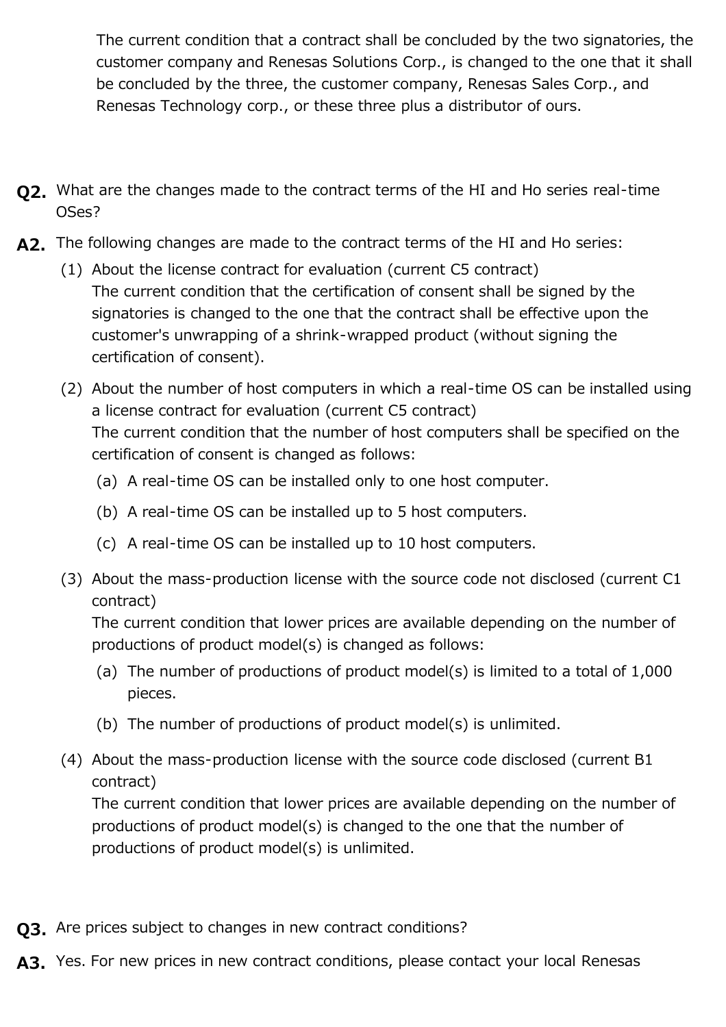The current condition that a contract shall be concluded by the two signatories, the customer company and Renesas Solutions Corp., is changed to the one that it shall be concluded by the three, the customer company, Renesas Sales Corp., and Renesas Technology corp., or these three plus a distributor of ours.

**Q2.** What are the changes made to the contract terms of the HI and Ho series real-time OSes?

**A2.** The following changes are made to the contract terms of the HI and Ho series:

(1) About the license contract for evaluation (current C5 contract)
The current condition that the certification of consent shall be signed by the signatories is changed to the one that the contract shall be effective upon the customer's unwrapping of a shrink-wrapped product (without signing the certification of consent).

(2) About the number of host computers in which a real-time OS can be installed using a license contract for evaluation (current C5 contract)
The current condition that the number of host computers shall be specified on the certification of consent is changed as follows:

(a) A real-time OS can be installed only to one host computer.

(b) A real-time OS can be installed up to 5 host computers.

(c) A real-time OS can be installed up to 10 host computers.

(3) About the mass-production license with the source code not disclosed (current C1 contract)
The current condition that lower prices are available depending on the number of productions of product model(s) is changed as follows:

(a) The number of productions of product model(s) is limited to a total of 1,000 pieces.

(b) The number of productions of product model(s) is unlimited.

(4) About the mass-production license with the source code disclosed (current B1 contract)
The current condition that lower prices are available depending on the number of productions of product model(s) is changed to the one that the number of productions of product model(s) is unlimited.

**Q3.** Are prices subject to changes in new contract conditions?

**A3.** Yes. For new prices in new contract conditions, please contact your local Renesas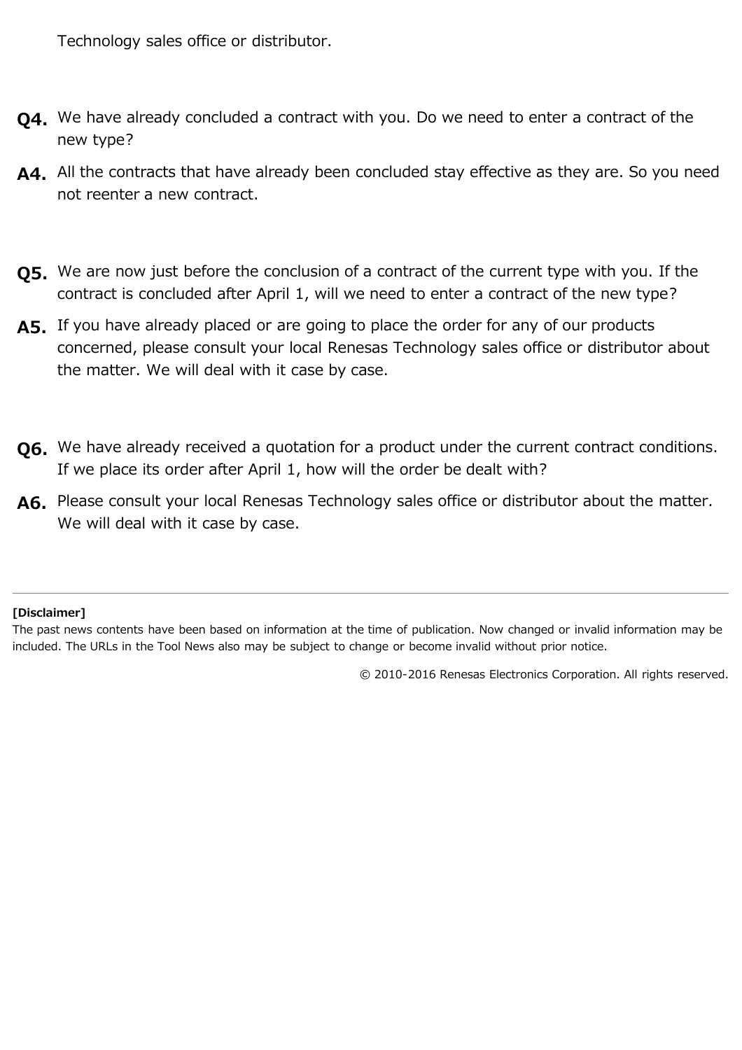Technology sales office or distributor.

**Q4.** We have already concluded a contract with you. Do we need to enter a contract of the new type?

**A4.** All the contracts that have already been concluded stay effective as they are. So you need not reenter a new contract.

**Q5.** We are now just before the conclusion of a contract of the current type with you. If the contract is concluded after April 1, will we need to enter a contract of the new type?

**A5.** If you have already placed or are going to place the order for any of our products concerned, please consult your local Renesas Technology sales office or distributor about the matter. We will deal with it case by case.

**Q6.** We have already received a quotation for a product under the current contract conditions. If we place its order after April 1, how will the order be dealt with?

**A6.** Please consult your local Renesas Technology sales office or distributor about the matter. We will deal with it case by case.

---

**[Disclaimer]**

The past news contents have been based on information at the time of publication. Now changed or invalid information may be included. The URLs in the Tool News also may be subject to change or become invalid without prior notice.

© 2010-2016 Renesas Electronics Corporation. All rights reserved.